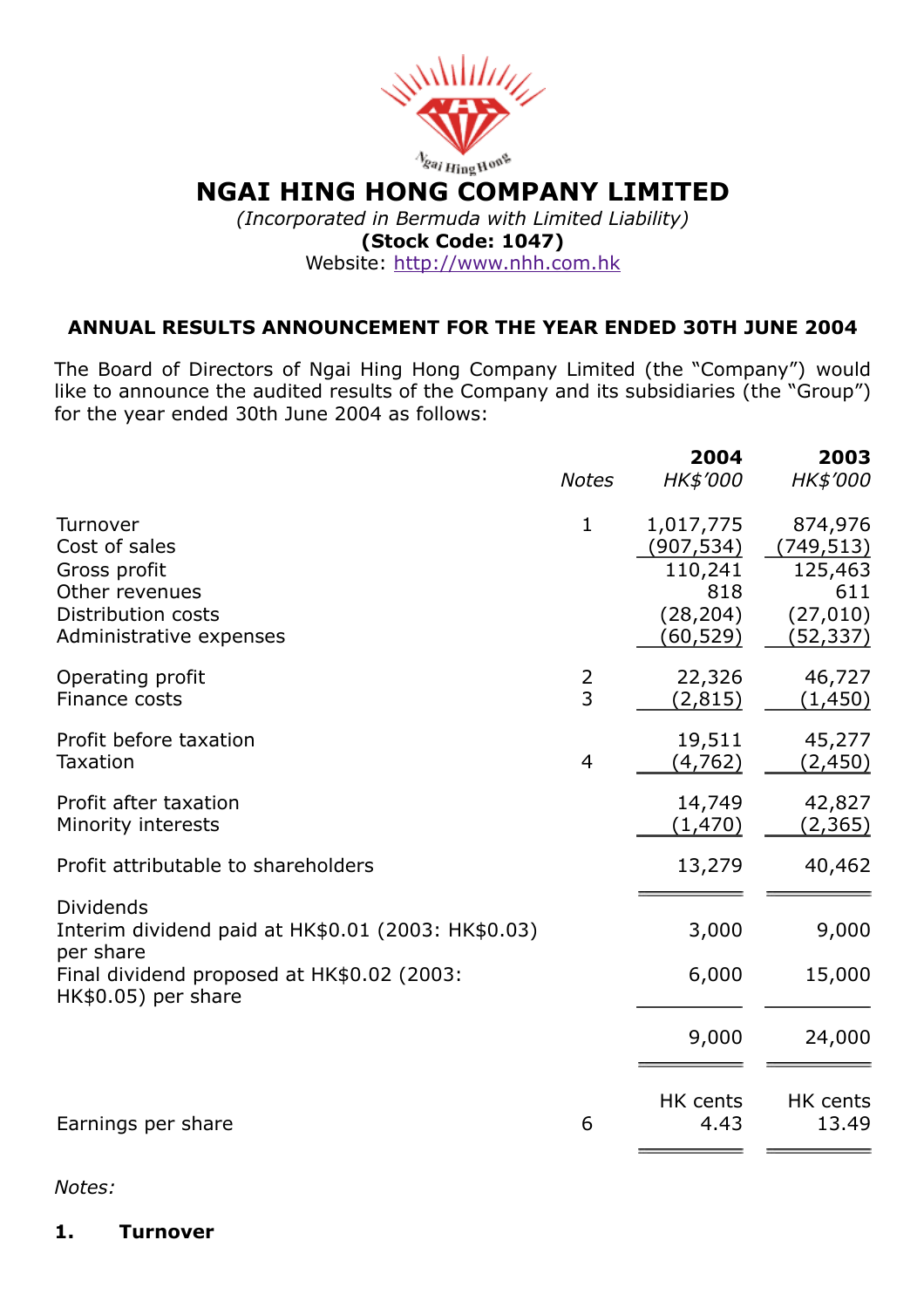# NGAI HING HONG COMPANY LIMITED

*(Incorporated in Bermuda with Limited Liability)*

**(Stock Code: 1047)**

Website: http://www.nhh.com.hk

## ANNUAL RESULTS ANNOUNCEMENT FOR THE YEAR ENDED 30TH JUNE 2004

The Board of Directors of Ngai Hing Hong Company Limited (the "Company") would like to announce the audited results of the Company and its subsidiaries (the "Group") for the year ended 30th June 2004 as follows:

| | *Notes* | **2004** *HK$'000* | **2003** *HK$'000* |
|---|---|---|---|
| Turnover | 1 | 1,017,775 | 874,976 |
| Cost of sales | | (907,534) | (749,513) |
| Gross profit | | 110,241 | 125,463 |
| Other revenues | | 818 | 611 |
| Distribution costs | | (28,204) | (27,010) |
| Administrative expenses | | (60,529) | (52,337) |
| Operating profit | 2 | 22,326 | 46,727 |
| Finance costs | 3 | (2,815) | (1,450) |
| Profit before taxation | | 19,511 | 45,277 |
| Taxation | 4 | (4,762) | (2,450) |
| Profit after taxation | | 14,749 | 42,827 |
| Minority interests | | (1,470) | (2,365) |
| Profit attributable to shareholders | | 13,279 | 40,462 |
| Dividends | | | |
| Interim dividend paid at HK$0.01 (2003: HK$0.03) per share | | 3,000 | 9,000 |
| Final dividend proposed at HK$0.02 (2003: HK$0.05) per share | | 6,000 | 15,000 |
| | | 9,000 | 24,000 |
| | | HK cents | HK cents |
| Earnings per share | 6 | 4.43 | 13.49 |

*Notes:*

**1. Turnover**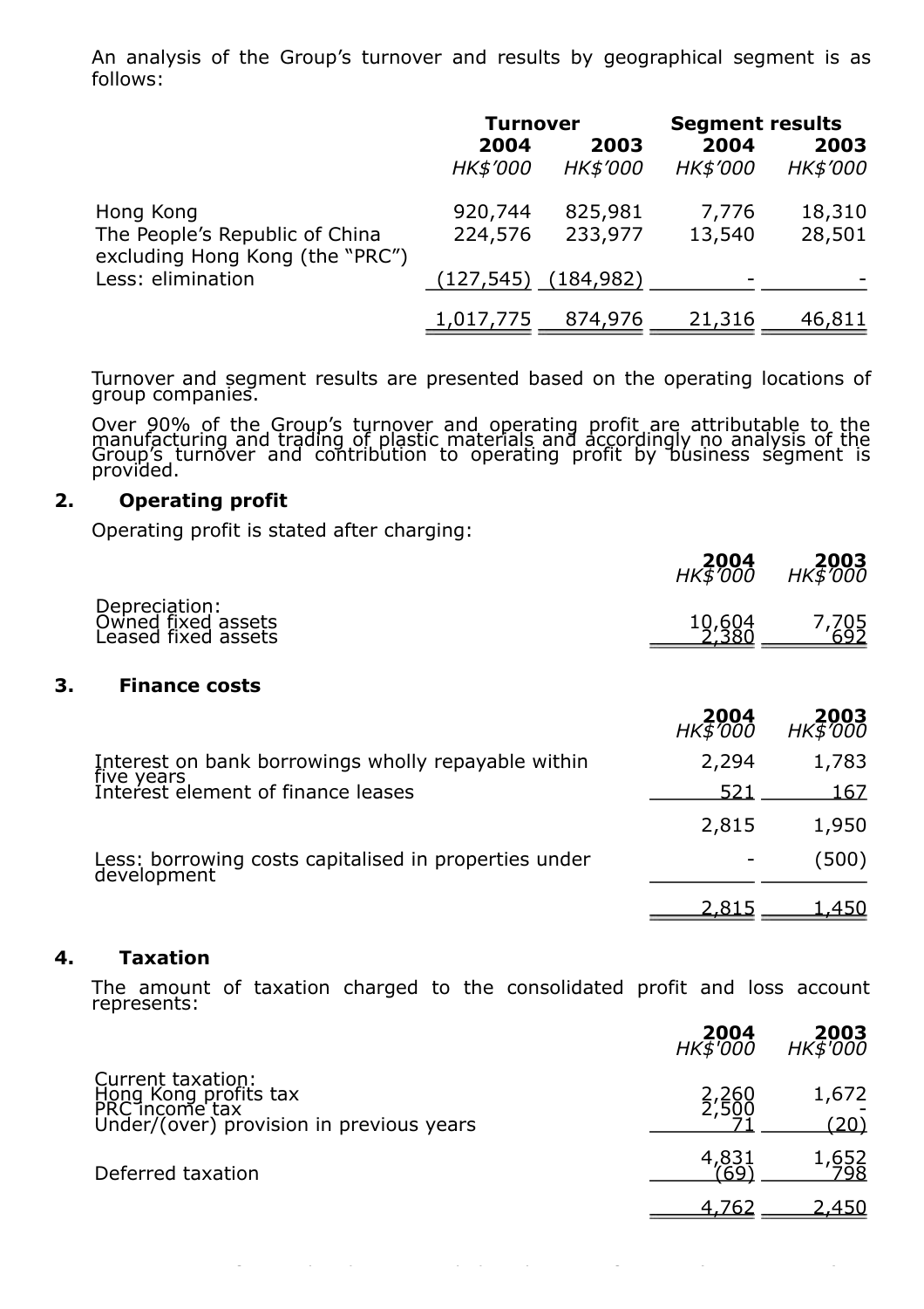An analysis of the Group's turnover and results by geographical segment is as follows:

| | Turnover | | Segment results | |
|---|---|---|---|---|
| | 2004 | 2003 | 2004 | 2003 |
| | *HK$'000* | *HK$'000* | *HK$'000* | *HK$'000* |
| Hong Kong | 920,744 | 825,981 | 7,776 | 18,310 |
| The People's Republic of China excluding Hong Kong (the "PRC") | 224,576 | 233,977 | 13,540 | 28,501 |
| Less: elimination | (127,545) | (184,982) | - | - |
| | 1,017,775 | 874,976 | 21,316 | 46,811 |

Turnover and segment results are presented based on the operating locations of group companies.

Over 90% of the Group's turnover and operating profit are attributable to the manufacturing and trading of plastic materials and accordingly no analysis of the Group's turnover and contribution to operating profit by business segment is provided.

## 2. Operating profit

Operating profit is stated after charging:

| | 2004 | 2003 |
|---|---|---|
| | *HK$'000* | *HK$'000* |
| Depreciation: | | |
| Owned fixed assets | 10,604 | 7,705 |
| Leased fixed assets | 2,380 | 692 |

## 3. Finance costs

| | 2004 | 2003 |
|---|---|---|
| | *HK$'000* | *HK$'000* |
| Interest on bank borrowings wholly repayable within five years | 2,294 | 1,783 |
| Interest element of finance leases | 521 | 167 |
| | 2,815 | 1,950 |
| Less: borrowing costs capitalised in properties under development | - | (500) |
| | 2,815 | 1,450 |

## 4. Taxation

The amount of taxation charged to the consolidated profit and loss account represents:

| | 2004 | 2003 |
|---|---|---|
| | *HK$'000* | *HK$'000* |
| Current taxation: | | |
| Hong Kong profits tax | 2,260 | 1,672 |
| PRC income tax | 2,500 | - |
| Under/(over) provision in previous years | 71 | (20) |
| | 4,831 | 1,652 |
| Deferred taxation | (69) | 798 |
| | 4,762 | 2,450 |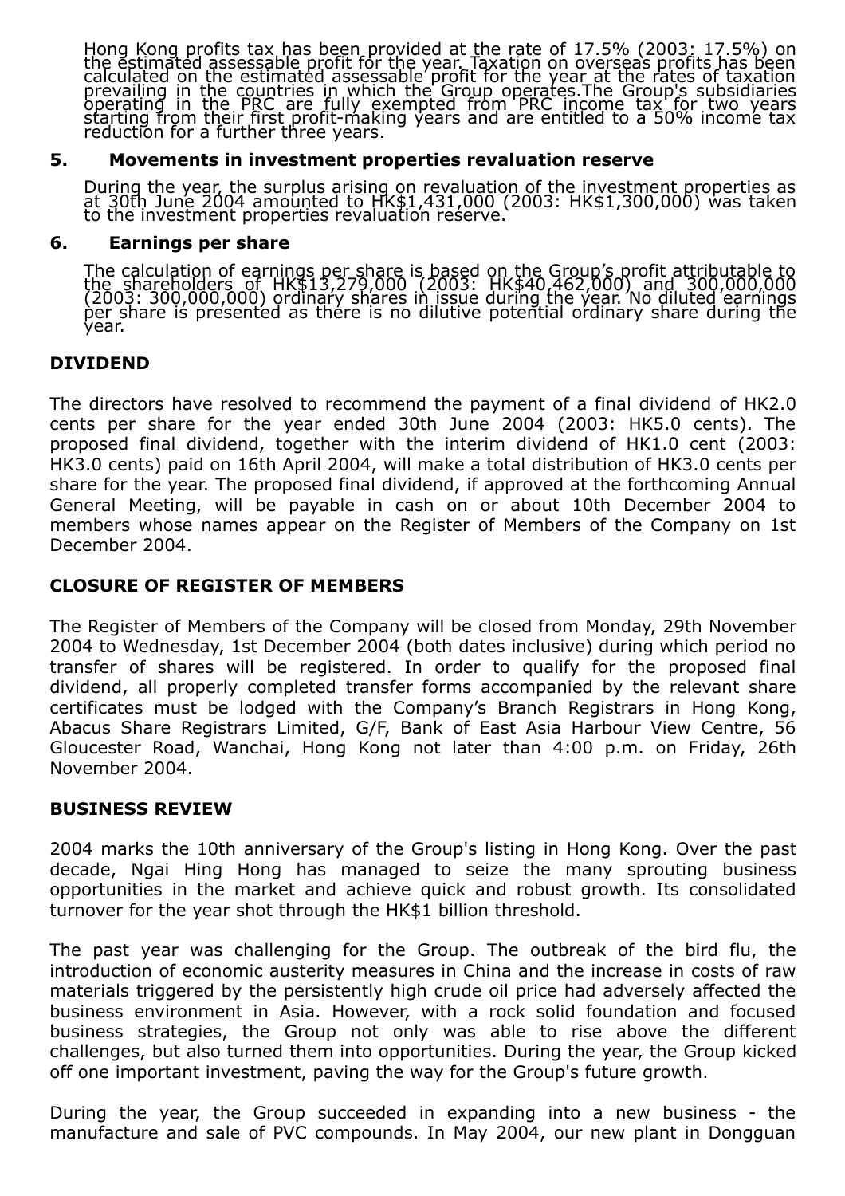Hong Kong profits tax has been provided at the rate of 17.5% (2003: 17.5%) on the estimated assessable profit for the year. Taxation on overseas profits has been calculated on the estimated assessable profit for the year at the rates of taxation prevailing in the countries in which the Group operates.The Group's subsidiaries operating in the PRC are fully exempted from PRC income tax for two years starting from their first profit-making years and are entitled to a 50% income tax reduction for a further three years.

### 5. Movements in investment properties revaluation reserve

During the year, the surplus arising on revaluation of the investment properties as at 30th June 2004 amounted to HK$1,431,000 (2003: HK$1,300,000) was taken to the investment properties revaluation reserve.

### 6. Earnings per share

The calculation of earnings per share is based on the Group's profit attributable to the shareholders of HK$13,279,000 (2003: HK$40,462,000) and 300,000,000 (2003: 300,000,000) ordinary shares in issue during the year. No diluted earnings per share is presented as there is no dilutive potential ordinary share during the year.

## DIVIDEND

The directors have resolved to recommend the payment of a final dividend of HK2.0 cents per share for the year ended 30th June 2004 (2003: HK5.0 cents). The proposed final dividend, together with the interim dividend of HK1.0 cent (2003: HK3.0 cents) paid on 16th April 2004, will make a total distribution of HK3.0 cents per share for the year. The proposed final dividend, if approved at the forthcoming Annual General Meeting, will be payable in cash on or about 10th December 2004 to members whose names appear on the Register of Members of the Company on 1st December 2004.

## CLOSURE OF REGISTER OF MEMBERS

The Register of Members of the Company will be closed from Monday, 29th November 2004 to Wednesday, 1st December 2004 (both dates inclusive) during which period no transfer of shares will be registered. In order to qualify for the proposed final dividend, all properly completed transfer forms accompanied by the relevant share certificates must be lodged with the Company's Branch Registrars in Hong Kong, Abacus Share Registrars Limited, G/F, Bank of East Asia Harbour View Centre, 56 Gloucester Road, Wanchai, Hong Kong not later than 4:00 p.m. on Friday, 26th November 2004.

## BUSINESS REVIEW

2004 marks the 10th anniversary of the Group's listing in Hong Kong. Over the past decade, Ngai Hing Hong has managed to seize the many sprouting business opportunities in the market and achieve quick and robust growth. Its consolidated turnover for the year shot through the HK$1 billion threshold.

The past year was challenging for the Group. The outbreak of the bird flu, the introduction of economic austerity measures in China and the increase in costs of raw materials triggered by the persistently high crude oil price had adversely affected the business environment in Asia. However, with a rock solid foundation and focused business strategies, the Group not only was able to rise above the different challenges, but also turned them into opportunities. During the year, the Group kicked off one important investment, paving the way for the Group's future growth.

During the year, the Group succeeded in expanding into a new business - the manufacture and sale of PVC compounds. In May 2004, our new plant in Dongguan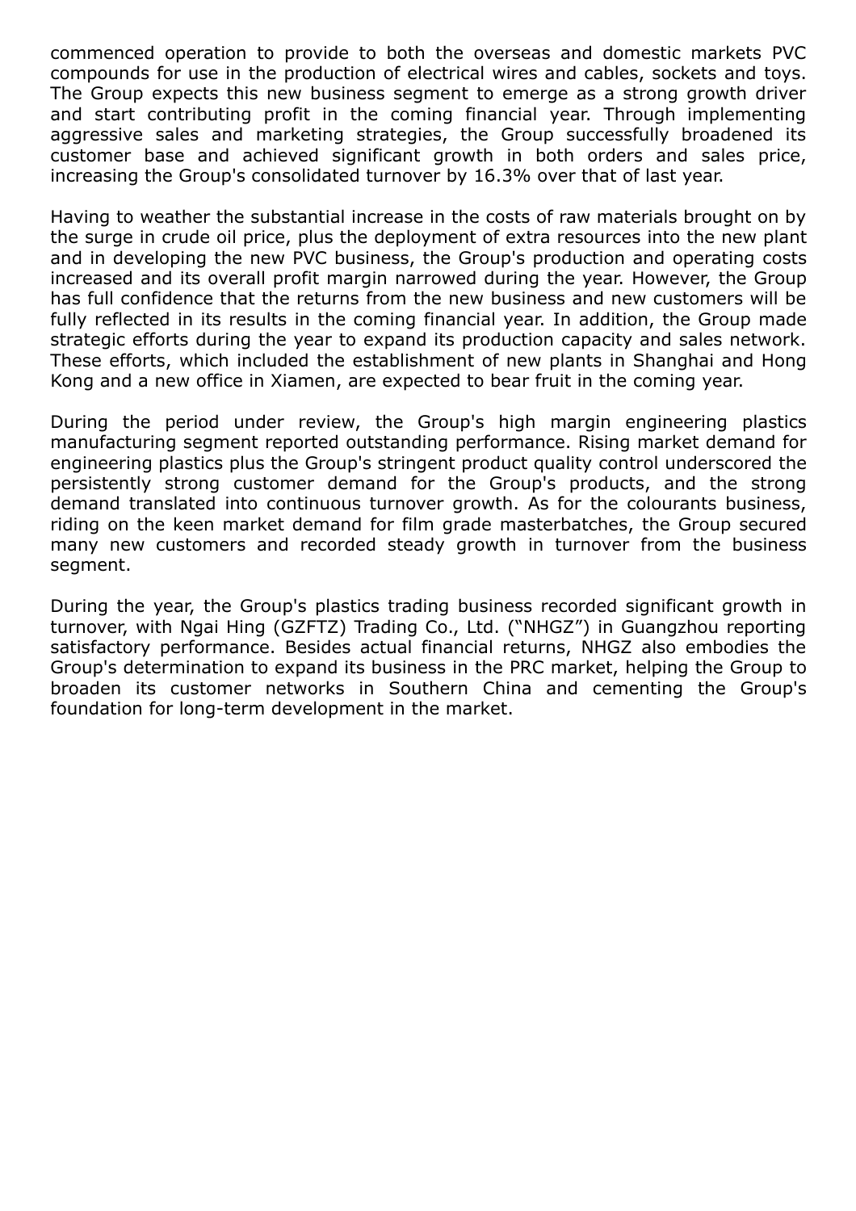commenced operation to provide to both the overseas and domestic markets PVC compounds for use in the production of electrical wires and cables, sockets and toys. The Group expects this new business segment to emerge as a strong growth driver and start contributing profit in the coming financial year. Through implementing aggressive sales and marketing strategies, the Group successfully broadened its customer base and achieved significant growth in both orders and sales price, increasing the Group's consolidated turnover by 16.3% over that of last year.

Having to weather the substantial increase in the costs of raw materials brought on by the surge in crude oil price, plus the deployment of extra resources into the new plant and in developing the new PVC business, the Group's production and operating costs increased and its overall profit margin narrowed during the year. However, the Group has full confidence that the returns from the new business and new customers will be fully reflected in its results in the coming financial year. In addition, the Group made strategic efforts during the year to expand its production capacity and sales network. These efforts, which included the establishment of new plants in Shanghai and Hong Kong and a new office in Xiamen, are expected to bear fruit in the coming year.

During the period under review, the Group's high margin engineering plastics manufacturing segment reported outstanding performance. Rising market demand for engineering plastics plus the Group's stringent product quality control underscored the persistently strong customer demand for the Group's products, and the strong demand translated into continuous turnover growth. As for the colourants business, riding on the keen market demand for film grade masterbatches, the Group secured many new customers and recorded steady growth in turnover from the business segment.

During the year, the Group's plastics trading business recorded significant growth in turnover, with Ngai Hing (GZFTZ) Trading Co., Ltd. ("NHGZ") in Guangzhou reporting satisfactory performance. Besides actual financial returns, NHGZ also embodies the Group's determination to expand its business in the PRC market, helping the Group to broaden its customer networks in Southern China and cementing the Group's foundation for long-term development in the market.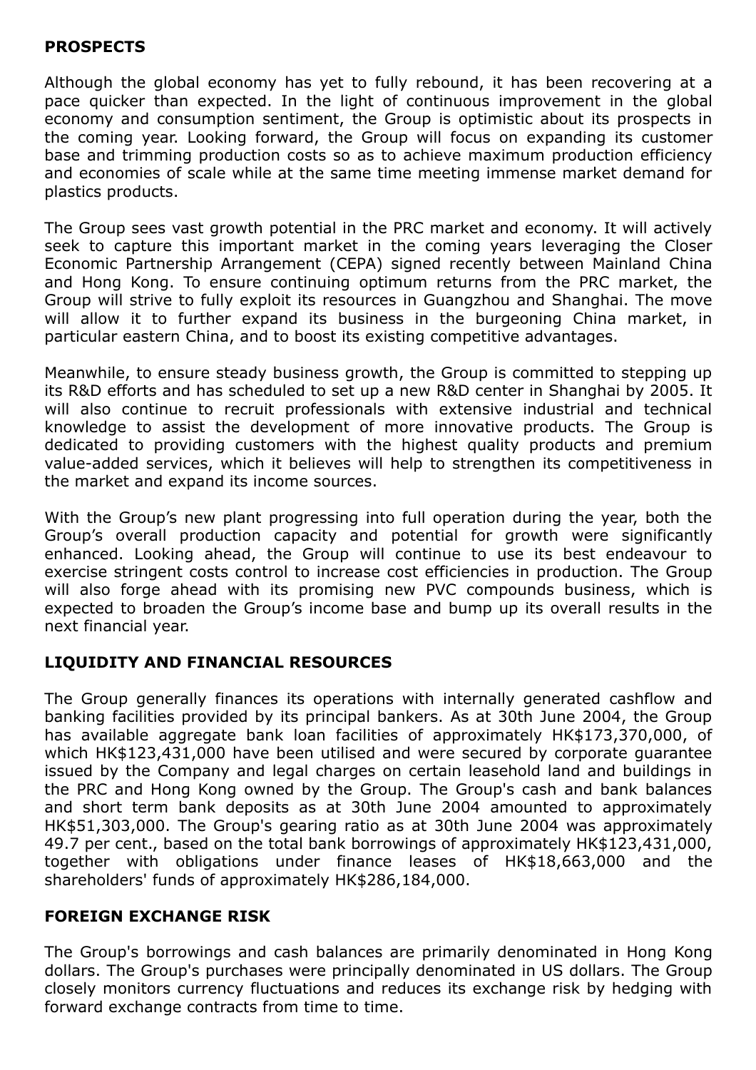## PROSPECTS

Although the global economy has yet to fully rebound, it has been recovering at a pace quicker than expected. In the light of continuous improvement in the global economy and consumption sentiment, the Group is optimistic about its prospects in the coming year. Looking forward, the Group will focus on expanding its customer base and trimming production costs so as to achieve maximum production efficiency and economies of scale while at the same time meeting immense market demand for plastics products.

The Group sees vast growth potential in the PRC market and economy. It will actively seek to capture this important market in the coming years leveraging the Closer Economic Partnership Arrangement (CEPA) signed recently between Mainland China and Hong Kong. To ensure continuing optimum returns from the PRC market, the Group will strive to fully exploit its resources in Guangzhou and Shanghai. The move will allow it to further expand its business in the burgeoning China market, in particular eastern China, and to boost its existing competitive advantages.

Meanwhile, to ensure steady business growth, the Group is committed to stepping up its R&D efforts and has scheduled to set up a new R&D center in Shanghai by 2005. It will also continue to recruit professionals with extensive industrial and technical knowledge to assist the development of more innovative products. The Group is dedicated to providing customers with the highest quality products and premium value-added services, which it believes will help to strengthen its competitiveness in the market and expand its income sources.

With the Group's new plant progressing into full operation during the year, both the Group's overall production capacity and potential for growth were significantly enhanced. Looking ahead, the Group will continue to use its best endeavour to exercise stringent costs control to increase cost efficiencies in production. The Group will also forge ahead with its promising new PVC compounds business, which is expected to broaden the Group's income base and bump up its overall results in the next financial year.

## LIQUIDITY AND FINANCIAL RESOURCES

The Group generally finances its operations with internally generated cashflow and banking facilities provided by its principal bankers. As at 30th June 2004, the Group has available aggregate bank loan facilities of approximately HK$173,370,000, of which HK$123,431,000 have been utilised and were secured by corporate guarantee issued by the Company and legal charges on certain leasehold land and buildings in the PRC and Hong Kong owned by the Group. The Group's cash and bank balances and short term bank deposits as at 30th June 2004 amounted to approximately HK$51,303,000. The Group's gearing ratio as at 30th June 2004 was approximately 49.7 per cent., based on the total bank borrowings of approximately HK$123,431,000, together with obligations under finance leases of HK$18,663,000 and the shareholders' funds of approximately HK$286,184,000.

## FOREIGN EXCHANGE RISK

The Group's borrowings and cash balances are primarily denominated in Hong Kong dollars. The Group's purchases were principally denominated in US dollars. The Group closely monitors currency fluctuations and reduces its exchange risk by hedging with forward exchange contracts from time to time.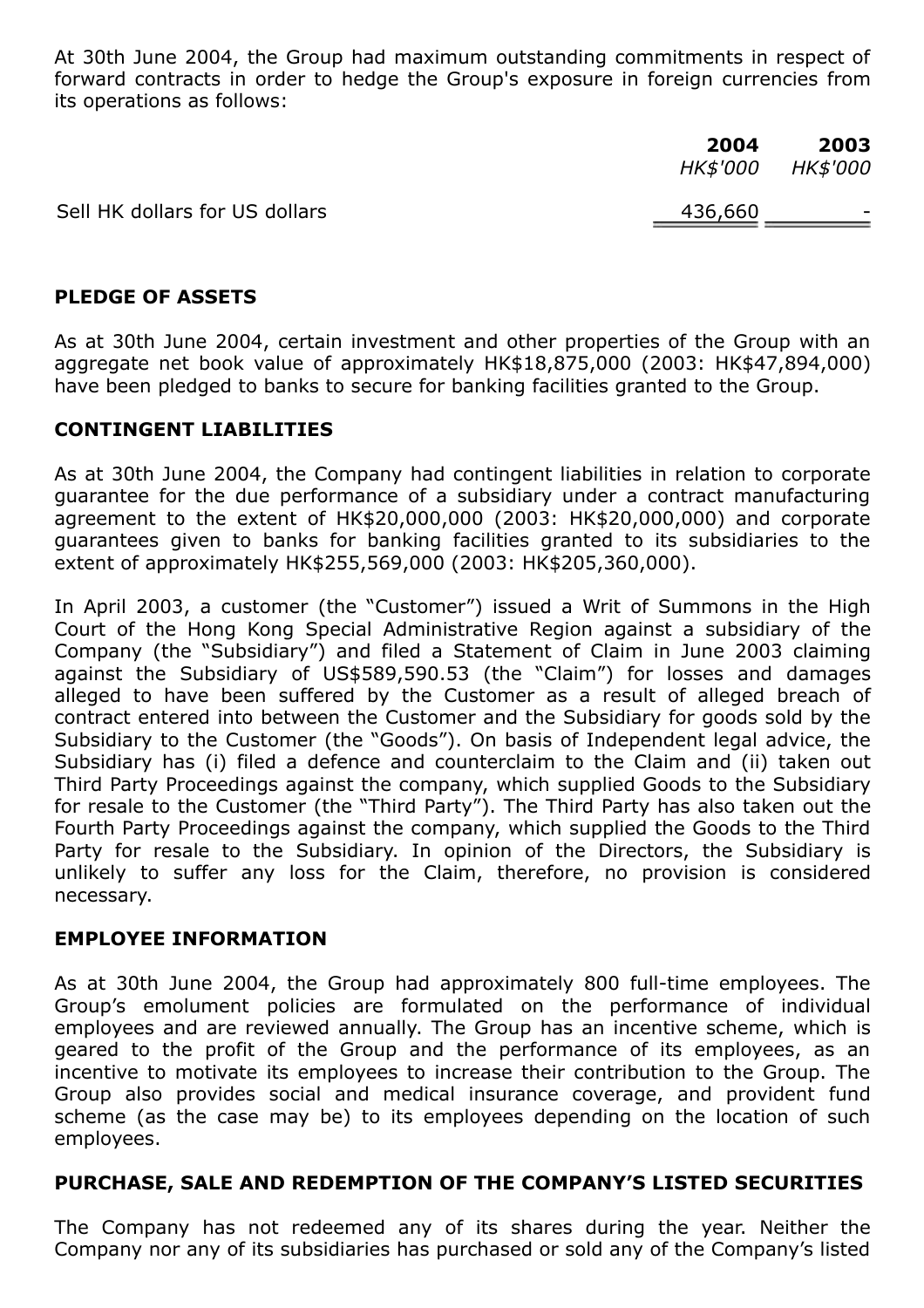At 30th June 2004, the Group had maximum outstanding commitments in respect of forward contracts in order to hedge the Group's exposure in foreign currencies from its operations as follows:

| | **2004** | **2003** |
|---|---|---|
| | *HK$'000* | *HK$'000* |
| Sell HK dollars for US dollars | 436,660 | - |

## PLEDGE OF ASSETS

As at 30th June 2004, certain investment and other properties of the Group with an aggregate net book value of approximately HK$18,875,000 (2003: HK$47,894,000) have been pledged to banks to secure for banking facilities granted to the Group.

## CONTINGENT LIABILITIES

As at 30th June 2004, the Company had contingent liabilities in relation to corporate guarantee for the due performance of a subsidiary under a contract manufacturing agreement to the extent of HK$20,000,000 (2003: HK$20,000,000) and corporate guarantees given to banks for banking facilities granted to its subsidiaries to the extent of approximately HK$255,569,000 (2003: HK$205,360,000).

In April 2003, a customer (the "Customer") issued a Writ of Summons in the High Court of the Hong Kong Special Administrative Region against a subsidiary of the Company (the "Subsidiary") and filed a Statement of Claim in June 2003 claiming against the Subsidiary of US$589,590.53 (the "Claim") for losses and damages alleged to have been suffered by the Customer as a result of alleged breach of contract entered into between the Customer and the Subsidiary for goods sold by the Subsidiary to the Customer (the "Goods"). On basis of Independent legal advice, the Subsidiary has (i) filed a defence and counterclaim to the Claim and (ii) taken out Third Party Proceedings against the company, which supplied Goods to the Subsidiary for resale to the Customer (the "Third Party"). The Third Party has also taken out the Fourth Party Proceedings against the company, which supplied the Goods to the Third Party for resale to the Subsidiary. In opinion of the Directors, the Subsidiary is unlikely to suffer any loss for the Claim, therefore, no provision is considered necessary.

## EMPLOYEE INFORMATION

As at 30th June 2004, the Group had approximately 800 full-time employees. The Group's emolument policies are formulated on the performance of individual employees and are reviewed annually. The Group has an incentive scheme, which is geared to the profit of the Group and the performance of its employees, as an incentive to motivate its employees to increase their contribution to the Group. The Group also provides social and medical insurance coverage, and provident fund scheme (as the case may be) to its employees depending on the location of such employees.

## PURCHASE, SALE AND REDEMPTION OF THE COMPANY'S LISTED SECURITIES

The Company has not redeemed any of its shares during the year. Neither the Company nor any of its subsidiaries has purchased or sold any of the Company's listed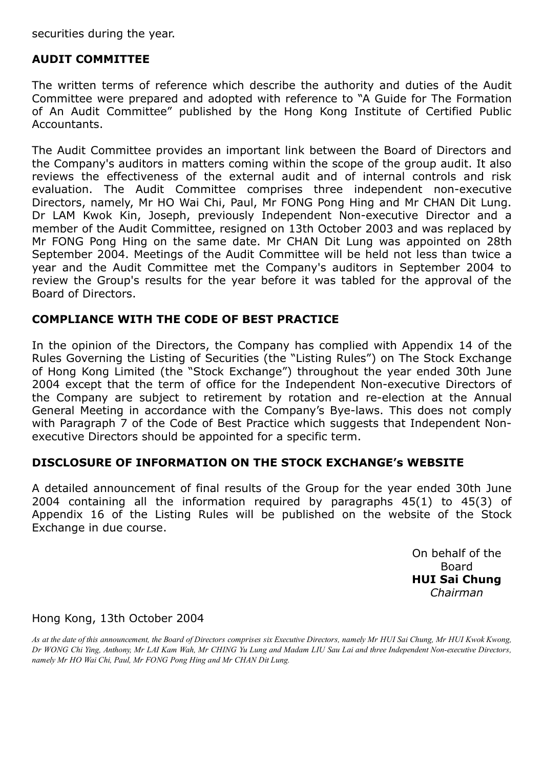securities during the year.

## AUDIT COMMITTEE

The written terms of reference which describe the authority and duties of the Audit Committee were prepared and adopted with reference to "A Guide for The Formation of An Audit Committee" published by the Hong Kong Institute of Certified Public Accountants.

The Audit Committee provides an important link between the Board of Directors and the Company's auditors in matters coming within the scope of the group audit. It also reviews the effectiveness of the external audit and of internal controls and risk evaluation. The Audit Committee comprises three independent non-executive Directors, namely, Mr HO Wai Chi, Paul, Mr FONG Pong Hing and Mr CHAN Dit Lung. Dr LAM Kwok Kin, Joseph, previously Independent Non-executive Director and a member of the Audit Committee, resigned on 13th October 2003 and was replaced by Mr FONG Pong Hing on the same date. Mr CHAN Dit Lung was appointed on 28th September 2004. Meetings of the Audit Committee will be held not less than twice a year and the Audit Committee met the Company's auditors in September 2004 to review the Group's results for the year before it was tabled for the approval of the Board of Directors.

## COMPLIANCE WITH THE CODE OF BEST PRACTICE

In the opinion of the Directors, the Company has complied with Appendix 14 of the Rules Governing the Listing of Securities (the "Listing Rules") on The Stock Exchange of Hong Kong Limited (the "Stock Exchange") throughout the year ended 30th June 2004 except that the term of office for the Independent Non-executive Directors of the Company are subject to retirement by rotation and re-election at the Annual General Meeting in accordance with the Company's Bye-laws. This does not comply with Paragraph 7 of the Code of Best Practice which suggests that Independent Non-executive Directors should be appointed for a specific term.

## DISCLOSURE OF INFORMATION ON THE STOCK EXCHANGE's WEBSITE

A detailed announcement of final results of the Group for the year ended 30th June 2004 containing all the information required by paragraphs 45(1) to 45(3) of Appendix 16 of the Listing Rules will be published on the website of the Stock Exchange in due course.

On behalf of the Board
**HUI Sai Chung**
*Chairman*

Hong Kong, 13th October 2004

*As at the date of this announcement, the Board of Directors comprises six Executive Directors, namely Mr HUI Sai Chung, Mr HUI Kwok Kwong, Dr WONG Chi Ying, Anthony, Mr LAI Kam Wah, Mr CHING Yu Lung and Madam LIU Sau Lai and three Independent Non-executive Directors, namely Mr HO Wai Chi, Paul, Mr FONG Pong Hing and Mr CHAN Dit Lung.*